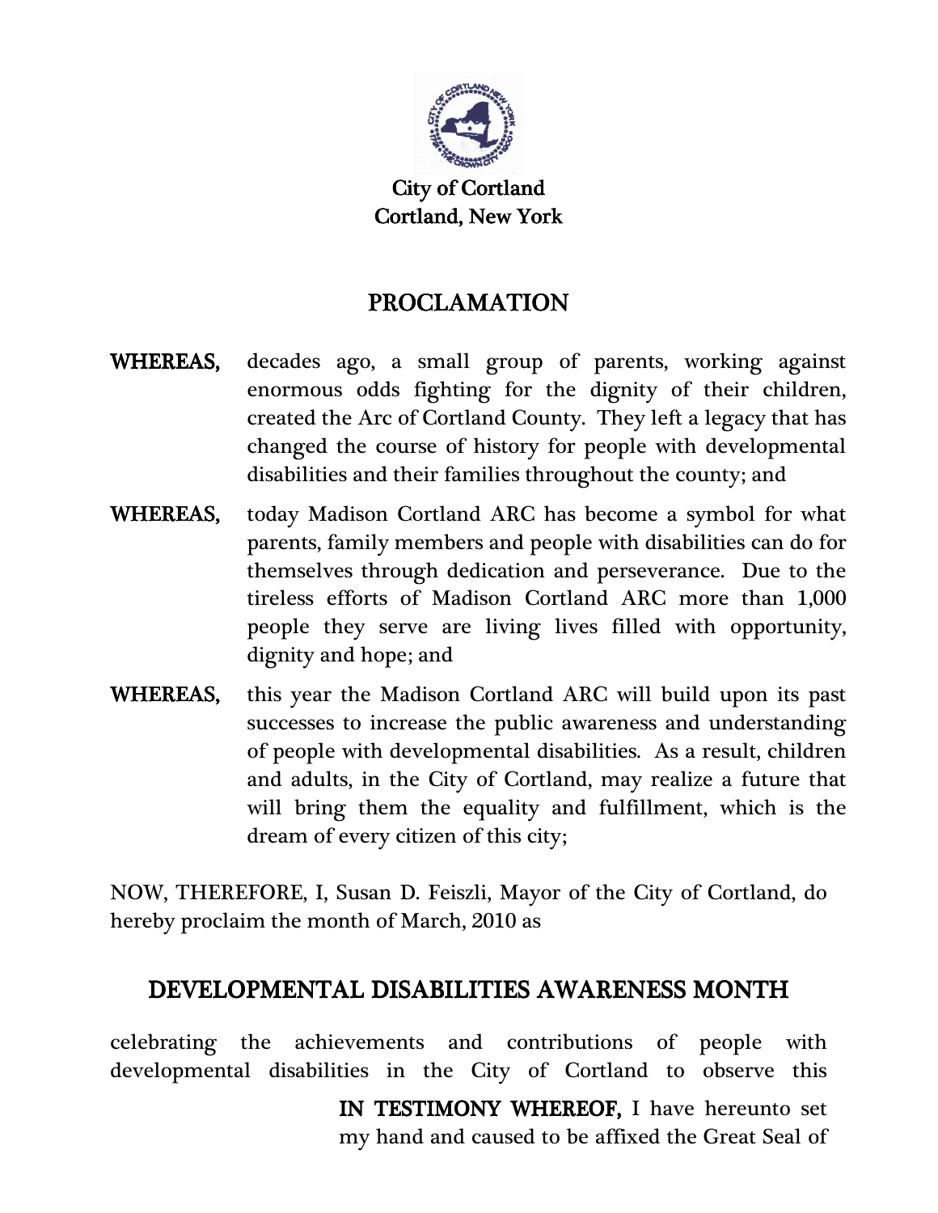City of Cortland
Cortland, New York

# PROCLAMATION

**WHEREAS,** decades ago, a small group of parents, working against enormous odds fighting for the dignity of their children, created the Arc of Cortland County. They left a legacy that has changed the course of history for people with developmental disabilities and their families throughout the county; and

**WHEREAS,** today Madison Cortland ARC has become a symbol for what parents, family members and people with disabilities can do for themselves through dedication and perseverance. Due to the tireless efforts of Madison Cortland ARC more than 1,000 people they serve are living lives filled with opportunity, dignity and hope; and

**WHEREAS,** this year the Madison Cortland ARC will build upon its past successes to increase the public awareness and understanding of people with developmental disabilities. As a result, children and adults, in the City of Cortland, may realize a future that will bring them the equality and fulfillment, which is the dream of every citizen of this city;

NOW, THEREFORE, I, Susan D. Feiszli, Mayor of the City of Cortland, do hereby proclaim the month of March, 2010 as

## DEVELOPMENTAL DISABILITIES AWARENESS MONTH

celebrating the achievements and contributions of people with developmental disabilities in the City of Cortland to observe this

**IN TESTIMONY WHEREOF,** I have hereunto set my hand and caused to be affixed the Great Seal of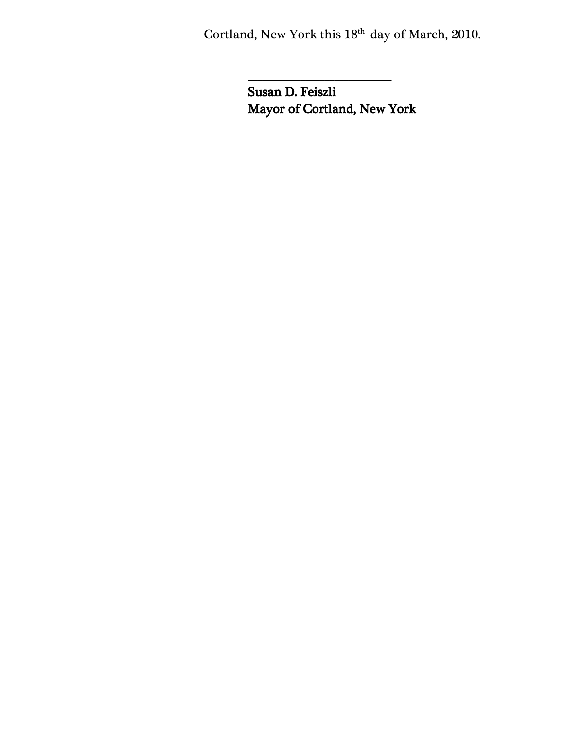Cortland, New York this 18th day of March, 2010.

\_\_\_\_\_\_\_\_\_\_\_\_\_\_\_\_\_\_\_\_\_\_\_\_

**Susan D. Feiszli**
**Mayor of Cortland, New York**